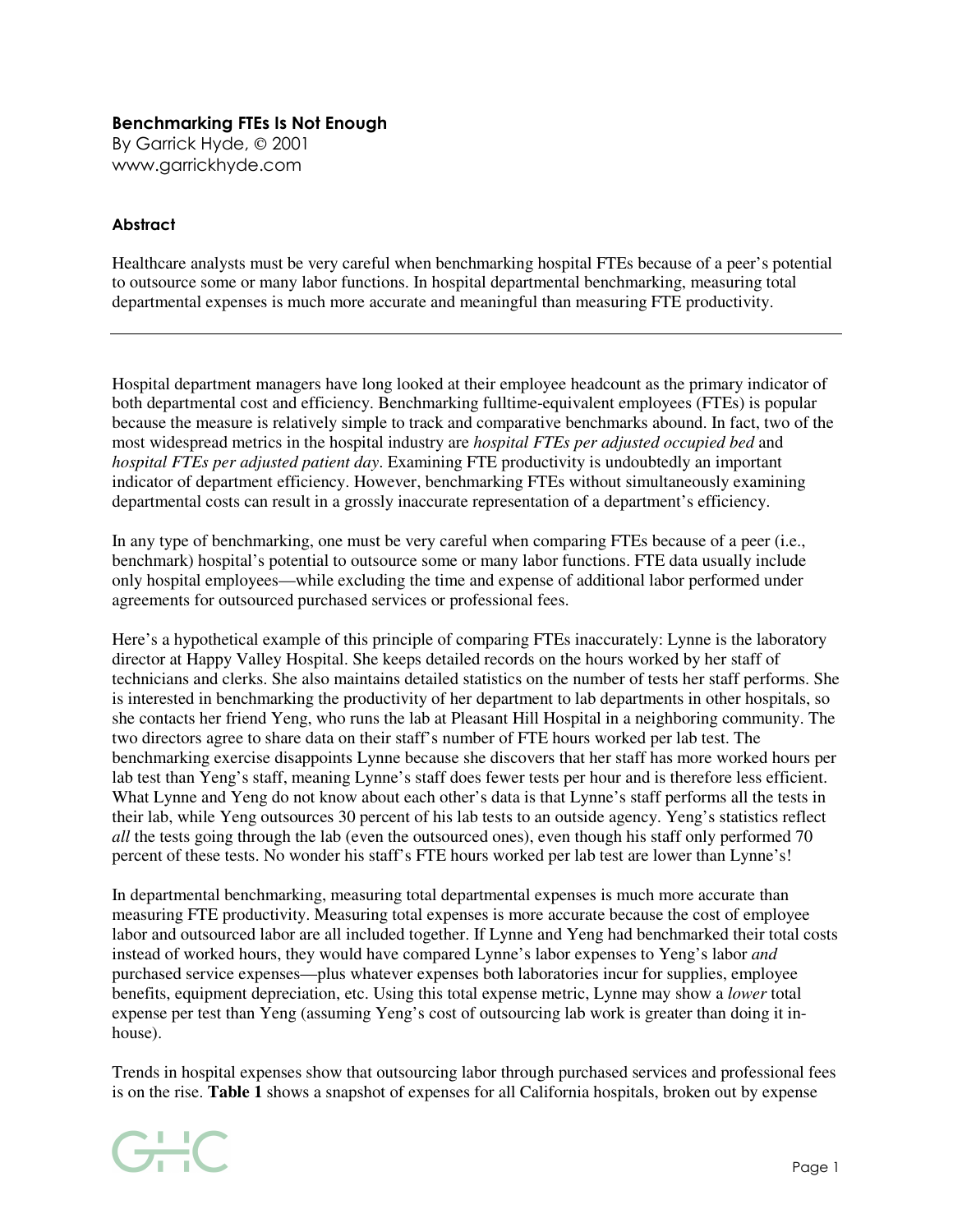# Benchmarking FTEs Is Not Enough

By Garrick Hyde, © 2001
www.garrickhyde.com

### Abstract

Healthcare analysts must be very careful when benchmarking hospital FTEs because of a peer's potential to outsource some or many labor functions. In hospital departmental benchmarking, measuring total departmental expenses is much more accurate and meaningful than measuring FTE productivity.

---

Hospital department managers have long looked at their employee headcount as the primary indicator of both departmental cost and efficiency. Benchmarking fulltime-equivalent employees (FTEs) is popular because the measure is relatively simple to track and comparative benchmarks abound. In fact, two of the most widespread metrics in the hospital industry are *hospital FTEs per adjusted occupied bed* and *hospital FTEs per adjusted patient day*. Examining FTE productivity is undoubtedly an important indicator of department efficiency. However, benchmarking FTEs without simultaneously examining departmental costs can result in a grossly inaccurate representation of a department's efficiency.

In any type of benchmarking, one must be very careful when comparing FTEs because of a peer (i.e., benchmark) hospital's potential to outsource some or many labor functions. FTE data usually include only hospital employees—while excluding the time and expense of additional labor performed under agreements for outsourced purchased services or professional fees.

Here's a hypothetical example of this principle of comparing FTEs inaccurately: Lynne is the laboratory director at Happy Valley Hospital. She keeps detailed records on the hours worked by her staff of technicians and clerks. She also maintains detailed statistics on the number of tests her staff performs. She is interested in benchmarking the productivity of her department to lab departments in other hospitals, so she contacts her friend Yeng, who runs the lab at Pleasant Hill Hospital in a neighboring community. The two directors agree to share data on their staff's number of FTE hours worked per lab test. The benchmarking exercise disappoints Lynne because she discovers that her staff has more worked hours per lab test than Yeng's staff, meaning Lynne's staff does fewer tests per hour and is therefore less efficient. What Lynne and Yeng do not know about each other's data is that Lynne's staff performs all the tests in their lab, while Yeng outsources 30 percent of his lab tests to an outside agency. Yeng's statistics reflect *all* the tests going through the lab (even the outsourced ones), even though his staff only performed 70 percent of these tests. No wonder his staff's FTE hours worked per lab test are lower than Lynne's!

In departmental benchmarking, measuring total departmental expenses is much more accurate than measuring FTE productivity. Measuring total expenses is more accurate because the cost of employee labor and outsourced labor are all included together. If Lynne and Yeng had benchmarked their total costs instead of worked hours, they would have compared Lynne's labor expenses to Yeng's labor *and* purchased service expenses—plus whatever expenses both laboratories incur for supplies, employee benefits, equipment depreciation, etc. Using this total expense metric, Lynne may show a *lower* total expense per test than Yeng (assuming Yeng's cost of outsourcing lab work is greater than doing it in-house).

Trends in hospital expenses show that outsourcing labor through purchased services and professional fees is on the rise. **Table 1** shows a snapshot of expenses for all California hospitals, broken out by expense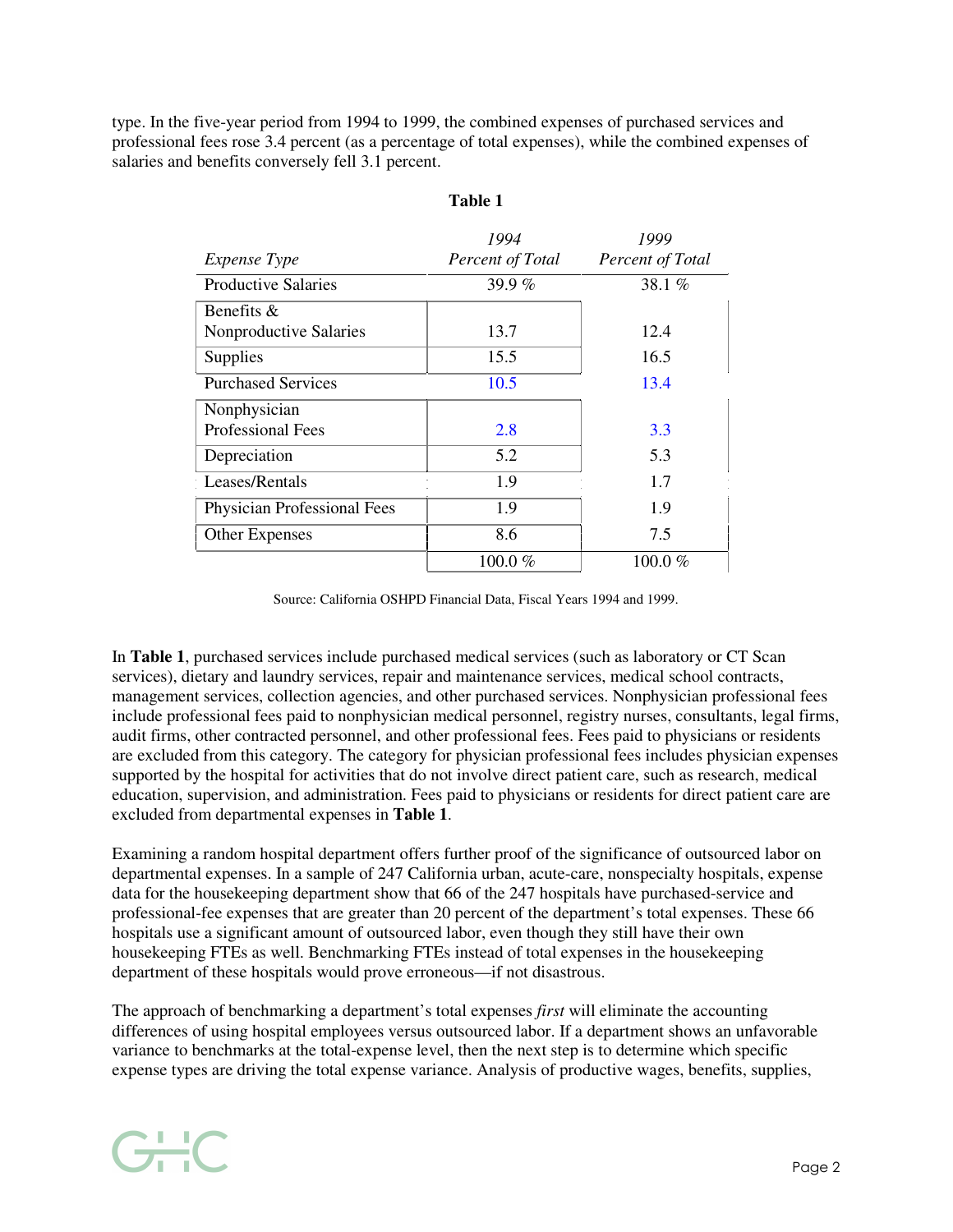type. In the five-year period from 1994 to 1999, the combined expenses of purchased services and professional fees rose 3.4 percent (as a percentage of total expenses), while the combined expenses of salaries and benefits conversely fell 3.1 percent.

**Table 1**

| *Expense Type* | *1994 Percent of Total* | *1999 Percent of Total* |
|---|---|---|
| Productive Salaries | 39.9 % | 38.1 % |
| Benefits & Nonproductive Salaries | 13.7 | 12.4 |
| Supplies | 15.5 | 16.5 |
| Purchased Services | 10.5 | 13.4 |
| Nonphysician Professional Fees | 2.8 | 3.3 |
| Depreciation | 5.2 | 5.3 |
| Leases/Rentals | 1.9 | 1.7 |
| Physician Professional Fees | 1.9 | 1.9 |
| Other Expenses | 8.6 | 7.5 |
| | 100.0 % | 100.0 % |

Source: California OSHPD Financial Data, Fiscal Years 1994 and 1999.

In **Table 1**, purchased services include purchased medical services (such as laboratory or CT Scan services), dietary and laundry services, repair and maintenance services, medical school contracts, management services, collection agencies, and other purchased services. Nonphysician professional fees include professional fees paid to nonphysician medical personnel, registry nurses, consultants, legal firms, audit firms, other contracted personnel, and other professional fees. Fees paid to physicians or residents are excluded from this category. The category for physician professional fees includes physician expenses supported by the hospital for activities that do not involve direct patient care, such as research, medical education, supervision, and administration. Fees paid to physicians or residents for direct patient care are excluded from departmental expenses in **Table 1**.

Examining a random hospital department offers further proof of the significance of outsourced labor on departmental expenses. In a sample of 247 California urban, acute-care, nonspecialty hospitals, expense data for the housekeeping department show that 66 of the 247 hospitals have purchased-service and professional-fee expenses that are greater than 20 percent of the department's total expenses. These 66 hospitals use a significant amount of outsourced labor, even though they still have their own housekeeping FTEs as well. Benchmarking FTEs instead of total expenses in the housekeeping department of these hospitals would prove erroneous—if not disastrous.

The approach of benchmarking a department's total expenses *first* will eliminate the accounting differences of using hospital employees versus outsourced labor. If a department shows an unfavorable variance to benchmarks at the total-expense level, then the next step is to determine which specific expense types are driving the total expense variance. Analysis of productive wages, benefits, supplies,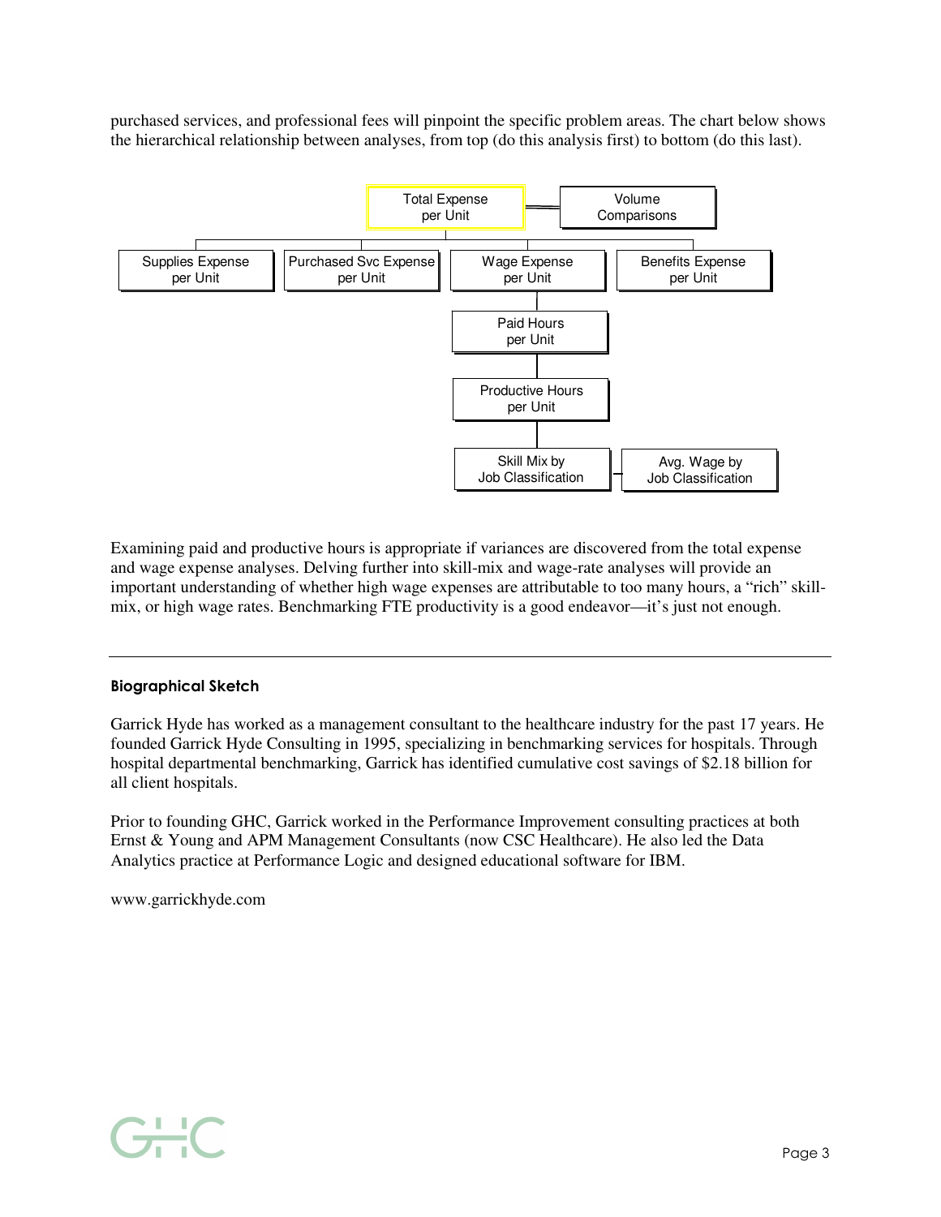purchased services, and professional fees will pinpoint the specific problem areas. The chart below shows the hierarchical relationship between analyses, from top (do this analysis first) to bottom (do this last).

Total Expense per Unit

Volume Comparisons

Supplies Expense per Unit

Purchased Svc Expense per Unit

Wage Expense per Unit

Benefits Expense per Unit

Paid Hours per Unit

Productive Hours per Unit

Skill Mix by Job Classification

Avg. Wage by Job Classification

Examining paid and productive hours is appropriate if variances are discovered from the total expense and wage expense analyses. Delving further into skill-mix and wage-rate analyses will provide an important understanding of whether high wage expenses are attributable to too many hours, a "rich" skill-mix, or high wage rates. Benchmarking FTE productivity is a good endeavor—it's just not enough.

---

**Biographical Sketch**

Garrick Hyde has worked as a management consultant to the healthcare industry for the past 17 years. He founded Garrick Hyde Consulting in 1995, specializing in benchmarking services for hospitals. Through hospital departmental benchmarking, Garrick has identified cumulative cost savings of $2.18 billion for all client hospitals.

Prior to founding GHC, Garrick worked in the Performance Improvement consulting practices at both Ernst & Young and APM Management Consultants (now CSC Healthcare). He also led the Data Analytics practice at Performance Logic and designed educational software for IBM.

www.garrickhyde.com